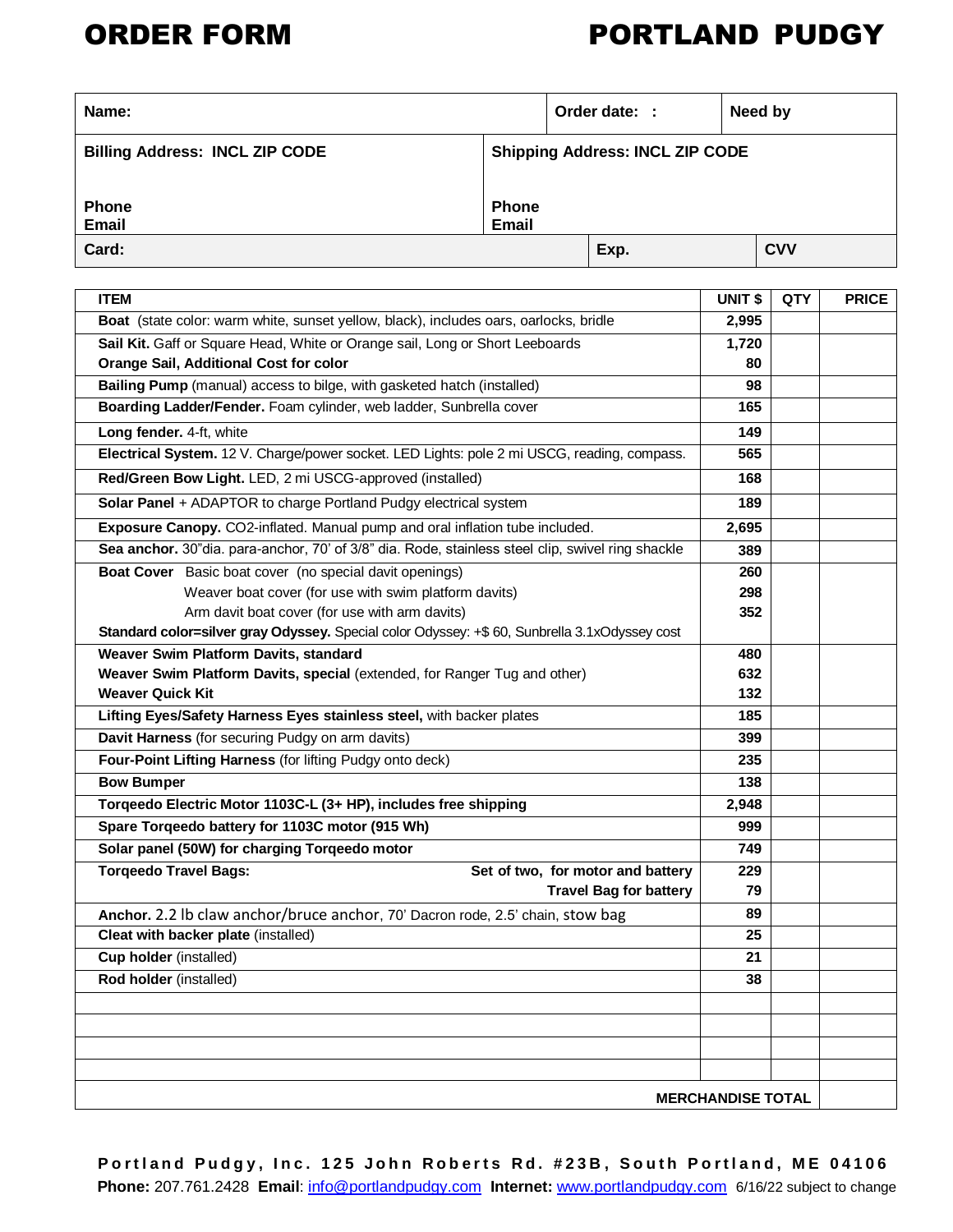# ORDER FORM

# PORTLAND PUDGY

| Name: | | Order date: : | Need by |
|---|---|---|---|
| **Billing Address: INCL ZIP CODE**<br><br>**Phone**<br>**Email** | **Shipping Address: INCL ZIP CODE**<br><br>**Phone**<br>**Email** | | |
| **Card:** | | **Exp.** | **CVV** |

| ITEM | UNIT $ | QTY | PRICE |
|---|---|---|---|
| **Boat** (state color: warm white, sunset yellow, black), includes oars, oarlocks, bridle | 2,995 | | |
| **Sail Kit.** Gaff or Square Head, White or Orange sail, Long or Short Leeboards | 1,720 | | |
| **Orange Sail, Additional Cost for color** | 80 | | |
| **Bailing Pump** (manual) access to bilge, with gasketed hatch (installed) | 98 | | |
| **Boarding Ladder/Fender.** Foam cylinder, web ladder, Sunbrella cover | 165 | | |
| **Long fender.** 4-ft, white | 149 | | |
| **Electrical System.** 12 V. Charge/power socket. LED Lights: pole 2 mi USCG, reading, compass. | 565 | | |
| **Red/Green Bow Light.** LED, 2 mi USCG-approved (installed) | 168 | | |
| **Solar Panel** + ADAPTOR to charge Portland Pudgy electrical system | 189 | | |
| **Exposure Canopy.** CO2-inflated. Manual pump and oral inflation tube included. | 2,695 | | |
| **Sea anchor.** 30"dia. para-anchor, 70' of 3/8" dia. Rode, stainless steel clip, swivel ring shackle | 389 | | |
| **Boat Cover** Basic boat cover (no special davit openings) | 260 | | |
| Weaver boat cover (for use with swim platform davits) | 298 | | |
| Arm davit boat cover (for use with arm davits) | 352 | | |
| **Standard color=silver gray Odyssey.** Special color Odyssey: +$ 60, Sunbrella 3.1xOdyssey cost | | | |
| **Weaver Swim Platform Davits, standard** | 480 | | |
| **Weaver Swim Platform Davits, special** (extended, for Ranger Tug and other) | 632 | | |
| **Weaver Quick Kit** | 132 | | |
| **Lifting Eyes/Safety Harness Eyes stainless steel,** with backer plates | 185 | | |
| **Davit Harness** (for securing Pudgy on arm davits) | 399 | | |
| **Four-Point Lifting Harness** (for lifting Pudgy onto deck) | 235 | | |
| **Bow Bumper** | 138 | | |
| **Torqeedo Electric Motor 1103C-L (3+ HP), includes free shipping** | 2,948 | | |
| **Spare Torqeedo battery for 1103C motor (915 Wh)** | 999 | | |
| **Solar panel (50W) for charging Torqeedo motor** | 749 | | |
| **Torqeedo Travel Bags:** **Set of two, for motor and battery** | 229 | | |
| **Travel Bag for battery** | 79 | | |
| **Anchor.** 2.2 lb claw anchor/bruce anchor, 70' Dacron rode, 2.5' chain, stow bag | 89 | | |
| **Cleat with backer plate** (installed) | 25 | | |
| **Cup holder** (installed) | 21 | | |
| **Rod holder** (installed) | 38 | | |
| | | | |
| | | | |
| | | | |
| | | | |
| **MERCHANDISE TOTAL** | | | |

**Portland Pudgy, Inc. 125 John Roberts Rd. #23B, South Portland, ME 04106**
**Phone:** 207.761.2428 **Email**: info@portlandpudgy.com **Internet:** www.portlandpudgy.com 6/16/22 subject to change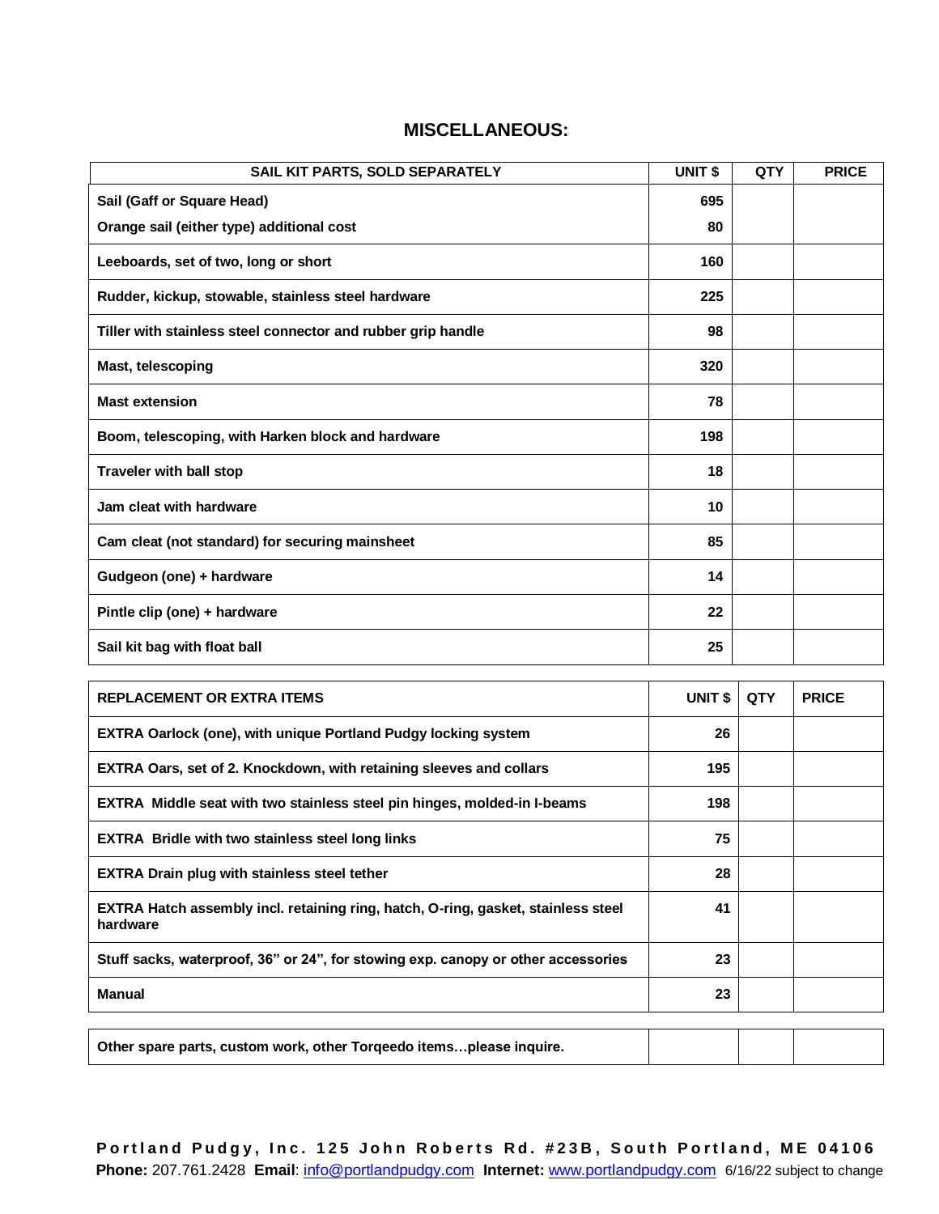## MISCELLANEOUS:

| SAIL KIT PARTS, SOLD SEPARATELY | UNIT $ | QTY | PRICE |
|---|---|---|---|
| Sail (Gaff or Square Head) | 695 | | |
| Orange sail (either type) additional cost | 80 | | |
| Leeboards, set of two, long or short | 160 | | |
| Rudder, kickup, stowable, stainless steel hardware | 225 | | |
| Tiller with stainless steel connector and rubber grip handle | 98 | | |
| Mast, telescoping | 320 | | |
| Mast extension | 78 | | |
| Boom, telescoping, with Harken block and hardware | 198 | | |
| Traveler with ball stop | 18 | | |
| Jam cleat with hardware | 10 | | |
| Cam cleat (not standard) for securing mainsheet | 85 | | |
| Gudgeon (one) + hardware | 14 | | |
| Pintle clip (one) + hardware | 22 | | |
| Sail kit bag with float ball | 25 | | |

| REPLACEMENT OR EXTRA ITEMS | UNIT $ | QTY | PRICE |
|---|---|---|---|
| EXTRA Oarlock (one), with unique Portland Pudgy locking system | 26 | | |
| EXTRA Oars, set of 2. Knockdown, with retaining sleeves and collars | 195 | | |
| EXTRA Middle seat with two stainless steel pin hinges, molded-in I-beams | 198 | | |
| EXTRA Bridle with two stainless steel long links | 75 | | |
| EXTRA Drain plug with stainless steel tether | 28 | | |
| EXTRA Hatch assembly incl. retaining ring, hatch, O-ring, gasket, stainless steel hardware | 41 | | |
| Stuff sacks, waterproof, 36" or 24", for stowing exp. canopy or other accessories | 23 | | |
| Manual | 23 | | |

| | | | |
|---|---|---|---|
| Other spare parts, custom work, other Torqeedo items…please inquire. | | | |

**Portland Pudgy, Inc. 125 John Roberts Rd. #23B, South Portland, ME 04106**
**Phone:** 207.761.2428 **Email**: info@portlandpudgy.com **Internet:** www.portlandpudgy.com 6/16/22 subject to change